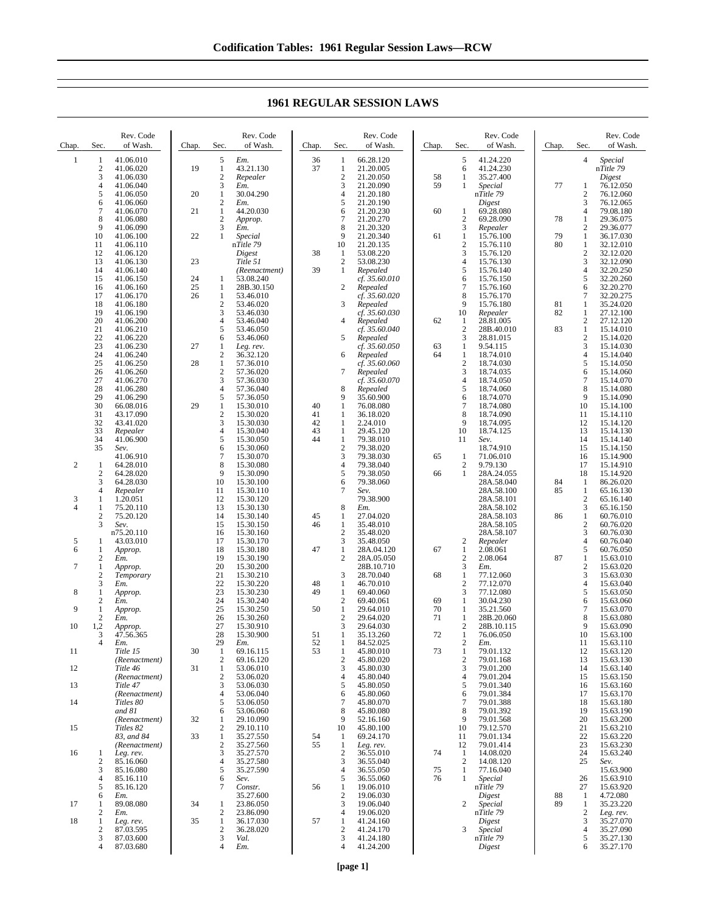# 1961 REGULAR SESSION LAWS

| Chap. | Sec. | Rev. Code of Wash. |
|---|---|---|
| 1 | 1 | 41.06.010 |
| | 2 | 41.06.020 |
| | 3 | 41.06.030 |
| | 4 | 41.06.040 |
| | 5 | 41.06.050 |
| | 6 | 41.06.060 |
| | 7 | 41.06.070 |
| | 8 | 41.06.080 |
| | 9 | 41.06.090 |
| | 10 | 41.06.100 |
| | 11 | 41.06.110 |
| | 12 | 41.06.120 |
| | 13 | 41.06.130 |
| | 14 | 41.06.140 |
| | 15 | 41.06.150 |
| | 16 | 41.06.160 |
| | 17 | 41.06.170 |
| | 18 | 41.06.180 |
| | 19 | 41.06.190 |
| | 20 | 41.06.200 |
| | 21 | 41.06.210 |
| | 22 | 41.06.220 |
| | 23 | 41.06.230 |
| | 24 | 41.06.240 |
| | 25 | 41.06.250 |
| | 26 | 41.06.260 |
| | 27 | 41.06.270 |
| | 28 | 41.06.280 |
| | 29 | 41.06.290 |
| | 30 | 66.08.016 |
| | 31 | 43.17.090 |
| | 32 | 43.41.020 |
| | 33 | *Repealer* |
| | 34 | 41.06.900 |
| | 35 | *Sev.* 41.06.910 |
| 2 | 1 | 64.28.010 |
| | 2 | 64.28.020 |
| | 3 | 64.28.030 |
| | 4 | *Repealer* |
| 3 | 1 | 1.20.051 |
| 4 | 1 | 75.20.110 |
| | 2 | 75.20.120 |
| | 3 | *Sev.* n75.20.110 |
| 5 | 1 | 43.03.010 |
| 6 | 1 | *Approp.* |
| | 2 | *Em.* |
| 7 | 1 | *Approp.* |
| | 2 | *Temporary* |
| | 3 | *Em.* |
| 8 | 1 | *Approp.* |
| | 2 | *Em.* |
| 9 | 1 | *Approp.* |
| | 2 | *Em.* |
| 10 | 1,2 | *Approp.* |
| | 3 | 47.56.365 |
| | 4 | *Em.* |
| 11 | | *Title 15 (Reenactment)* |
| 12 | | *Title 46 (Reenactment)* |
| 13 | | *Title 47 (Reenactment)* |
| 14 | | *Titles 80 and 81 (Reenactment)* |
| 15 | | *Titles 82 83, and 84 (Reenactment)* |
| 16 | 1 | *Leg. rev.* |
| | 2 | 85.16.060 |
| | 3 | 85.16.080 |
| | 4 | 85.16.110 |
| | 5 | 85.16.120 |
| | 6 | *Em.* |
| 17 | 1 | 89.08.080 |
| | 2 | *Em.* |
| 18 | 1 | *Leg. rev.* |
| | 2 | 87.03.595 |
| | 3 | 87.03.600 |
| | 4 | 87.03.680 |
| | 5 | *Em.* |
| 19 | 1 | 43.21.130 |
| | 2 | *Repealer* |
| | 3 | *Em.* |
| 20 | 1 | 30.04.290 |
| | 2 | *Em.* |
| 21 | 1 | 44.20.030 |
| | 2 | *Approp.* |
| | 3 | *Em.* |
| 22 | 1 | *Special* n*Title 79* *Digest* |
| 23 | | *Title 51 (Reenactment)* |
| 24 | 1 | 53.08.240 |
| 25 | 1 | 28B.30.150 |
| 26 | 1 | 53.46.010 |
| | 2 | 53.46.020 |
| | 3 | 53.46.030 |
| | 4 | 53.46.040 |
| | 5 | 53.46.050 |
| | 6 | 53.46.060 |
| 27 | 1 | *Leg. rev.* |
| | 2 | 36.32.120 |
| 28 | 1 | 57.36.010 |
| | 2 | 57.36.020 |
| | 3 | 57.36.030 |
| | 4 | 57.36.040 |
| | 5 | 57.36.050 |
| 29 | 1 | 15.30.010 |
| | 2 | 15.30.020 |
| | 3 | 15.30.030 |
| | 4 | 15.30.040 |
| | 5 | 15.30.050 |
| | 6 | 15.30.060 |
| | 7 | 15.30.070 |
| | 8 | 15.30.080 |
| | 9 | 15.30.090 |
| | 10 | 15.30.100 |
| | 11 | 15.30.110 |
| | 12 | 15.30.120 |
| | 13 | 15.30.130 |
| | 14 | 15.30.140 |
| | 15 | 15.30.150 |
| | 16 | 15.30.160 |
| | 17 | 15.30.170 |
| | 18 | 15.30.180 |
| | 19 | 15.30.190 |
| | 20 | 15.30.200 |
| | 21 | 15.30.210 |
| | 22 | 15.30.220 |
| | 23 | 15.30.230 |
| | 24 | 15.30.240 |
| | 25 | 15.30.250 |
| | 26 | 15.30.260 |
| | 27 | 15.30.910 |
| | 28 | 15.30.900 |
| | 29 | *Em.* |
| 30 | 1 | 69.16.115 |
| | 2 | 69.16.120 |
| 31 | 1 | 53.06.010 |
| | 2 | 53.06.020 |
| | 3 | 53.06.030 |
| | 4 | 53.06.040 |
| | 5 | 53.06.050 |
| | 6 | 53.06.060 |
| 32 | 1 | 29.10.090 |
| | 2 | 29.10.110 |
| 33 | 1 | 35.27.550 |
| | 2 | 35.27.560 |
| | 3 | 35.27.570 |
| | 4 | 35.27.580 |
| | 5 | 35.27.590 |
| | 6 | *Sev.* |
| | 7 | *Constr.* 35.27.600 |
| 34 | 1 | 23.86.050 |
| | 2 | 23.86.090 |
| 35 | 1 | 36.17.030 |
| | 2 | 36.28.020 |
| | 3 | *Val.* |
| | 4 | *Em.* |
| 36 | 1 | 66.28.120 |
| 37 | 1 | 21.20.005 |
| | 2 | 21.20.050 |
| | 3 | 21.20.090 |
| | 4 | 21.20.180 |
| | 5 | 21.20.190 |
| | 6 | 21.20.230 |
| | 7 | 21.20.270 |
| | 8 | 21.20.320 |
| | 9 | 21.20.340 |
| | 10 | 21.20.135 |
| 38 | 1 | 53.08.220 |
| | 2 | 53.08.230 |
| 39 | 1 | *Repealed cf. 35.60.010* |
| | 2 | *Repealed cf. 35.60.020* |
| | 3 | *Repealed cf. 35.60.030* |
| | 4 | *Repealed cf. 35.60.040* |
| | 5 | *Repealed cf. 35.60.050* |
| | 6 | *Repealed cf. 35.60.060* |
| | 7 | *Repealed cf. 35.60.070* |
| | 8 | *Repealed* |
| | 9 | 35.60.900 |
| 40 | 1 | 76.08.080 |
| 41 | 1 | 36.18.020 |
| 42 | 1 | 2.24.010 |
| 43 | 1 | 29.45.120 |
| 44 | 1 | 79.38.010 |
| | 2 | 79.38.020 |
| | 3 | 79.38.030 |
| | 4 | 79.38.040 |
| | 5 | 79.38.050 |
| | 6 | 79.38.060 |
| | 7 | *Sev.* 79.38.900 |
| | 8 | *Em.* |
| 45 | 1 | 27.04.020 |
| 46 | 1 | 35.48.010 |
| | 2 | 35.48.020 |
| | 3 | 35.48.050 |
| 47 | 1 | 28A.04.120 |
| | 2 | 28A.05.050 |
| | | 28B.10.710 |
| | 3 | 28.70.040 |
| 48 | 1 | 46.70.010 |
| 49 | 1 | 69.40.060 |
| | 2 | 69.40.061 |
| 50 | 1 | 29.64.010 |
| | 2 | 29.64.020 |
| | 3 | 29.64.030 |
| 51 | 1 | 35.13.260 |
| 52 | 1 | 84.52.025 |
| 53 | 1 | 45.80.010 |
| | 2 | 45.80.020 |
| | 3 | 45.80.030 |
| | 4 | 45.80.040 |
| | 5 | 45.80.050 |
| | 6 | 45.80.060 |
| | 7 | 45.80.070 |
| | 8 | 45.80.080 |
| | 9 | 52.16.160 |
| | 10 | 45.80.100 |
| 54 | 1 | 69.24.170 |
| 55 | 1 | *Leg. rev.* |
| | 2 | 36.55.010 |
| | 3 | 36.55.040 |
| | 4 | 36.55.050 |
| | 5 | 36.55.060 |
| 56 | 1 | 19.06.010 |
| | 2 | 19.06.030 |
| | 3 | 19.06.040 |
| | 4 | 19.06.020 |
| 57 | 1 | 41.24.160 |
| | 2 | 41.24.170 |
| | 3 | 41.24.180 |
| | 4 | 41.24.200 |
| | 5 | 41.24.220 |
| | 6 | 41.24.230 |
| 58 | 1 | 35.27.400 |
| 59 | 1 | *Special* n*Title 79* *Digest* |
| 60 | 1 | 69.28.080 |
| | 2 | 69.28.090 |
| | 3 | *Repealer* |
| 61 | 1 | 15.76.100 |
| | 2 | 15.76.110 |
| | 3 | 15.76.120 |
| | 4 | 15.76.130 |
| | 5 | 15.76.140 |
| | 6 | 15.76.150 |
| | 7 | 15.76.160 |
| | 8 | 15.76.170 |
| | 9 | 15.76.180 |
| | 10 | *Repealer* |
| 62 | 1 | 28.81.005 |
| | 2 | 28B.40.010 |
| | 3 | 28.81.015 |
| 63 | 1 | 9.54.115 |
| 64 | 1 | 18.74.010 |
| | 2 | 18.74.030 |
| | 3 | 18.74.035 |
| | 4 | 18.74.050 |
| | 5 | 18.74.060 |
| | 6 | 18.74.070 |
| | 7 | 18.74.080 |
| | 8 | 18.74.090 |
| | 9 | 18.74.095 |
| | 10 | 18.74.125 |
| | 11 | *Sev.* 18.74.910 |
| 65 | 1 | 71.06.010 |
| | 2 | 9.79.130 |
| 66 | 1 | 28A.24.055 |
| | | 28A.58.040 |
| | | 28A.58.100 |
| | | 28A.58.101 |
| | | 28A.58.102 |
| | | 28A.58.103 |
| | | 28A.58.105 |
| | | 28A.58.107 |
| | 2 | *Repealer* |
| 67 | 1 | 2.08.061 |
| | 2 | 2.08.064 |
| | 3 | *Em.* |
| 68 | 1 | 77.12.060 |
| | 2 | 77.12.070 |
| | 3 | 77.12.080 |
| 69 | 1 | 30.04.230 |
| 70 | 1 | 35.21.560 |
| 71 | 1 | 28B.20.060 |
| | 2 | 28B.10.115 |
| 72 | 1 | 76.06.050 |
| | 2 | *Em.* |
| 73 | 1 | 79.01.132 |
| | 2 | 79.01.168 |
| | 3 | 79.01.200 |
| | 4 | 79.01.204 |
| | 5 | 79.01.340 |
| | 6 | 79.01.384 |
| | 7 | 79.01.388 |
| | 8 | 79.01.392 |
| | 9 | 79.01.568 |
| | 10 | 79.12.570 |
| | 11 | 79.01.134 |
| | 12 | 79.01.414 |
| 74 | 1 | 14.08.020 |
| | 2 | 14.08.120 |
| 75 | 1 | 77.16.040 |
| 76 | 1 | *Special* n*Title 79* *Digest* |
| | 2 | *Special* n*Title 79* *Digest* |
| | 3 | *Special* n*Title 79* *Digest* |
| | 4 | *Special* n*Title 79* *Digest* |
| 77 | 1 | 76.12.050 |
| | 2 | 76.12.060 |
| | 3 | 76.12.065 |
| | 4 | 79.08.180 |
| 78 | 1 | 29.36.075 |
| | 2 | 29.36.077 |
| 79 | 1 | 36.17.030 |
| 80 | 1 | 32.12.010 |
| | 2 | 32.12.020 |
| | 3 | 32.12.090 |
| | 4 | 32.20.250 |
| | 5 | 32.20.260 |
| | 6 | 32.20.270 |
| | 7 | 32.20.275 |
| 81 | 1 | 35.24.020 |
| 82 | 1 | 27.12.100 |
| | 2 | 27.12.120 |
| 83 | 1 | 15.14.010 |
| | 2 | 15.14.020 |
| | 3 | 15.14.030 |
| | 4 | 15.14.040 |
| | 5 | 15.14.050 |
| | 6 | 15.14.060 |
| | 7 | 15.14.070 |
| | 8 | 15.14.080 |
| | 9 | 15.14.090 |
| | 10 | 15.14.100 |
| | 11 | 15.14.110 |
| | 12 | 15.14.120 |
| | 13 | 15.14.130 |
| | 14 | 15.14.140 |
| | 15 | 15.14.150 |
| | 16 | 15.14.900 |
| | 17 | 15.14.910 |
| | 18 | 15.14.920 |
| 84 | 1 | 86.20.020 |
| 85 | 1 | 65.16.130 |
| | 2 | 65.16.140 |
| | 3 | 65.16.150 |
| 86 | 1 | 60.76.010 |
| | 2 | 60.76.020 |
| | 3 | 60.76.030 |
| | 4 | 60.76.040 |
| | 5 | 60.76.050 |
| 87 | 1 | 15.63.010 |
| | 2 | 15.63.020 |
| | 3 | 15.63.030 |
| | 4 | 15.63.040 |
| | 5 | 15.63.050 |
| | 6 | 15.63.060 |
| | 7 | 15.63.070 |
| | 8 | 15.63.080 |
| | 9 | 15.63.090 |
| | 10 | 15.63.100 |
| | 11 | 15.63.110 |
| | 12 | 15.63.120 |
| | 13 | 15.63.130 |
| | 14 | 15.63.140 |
| | 15 | 15.63.150 |
| | 16 | 15.63.160 |
| | 17 | 15.63.170 |
| | 18 | 15.63.180 |
| | 19 | 15.63.190 |
| | 20 | 15.63.200 |
| | 21 | 15.63.210 |
| | 22 | 15.63.220 |
| | 23 | 15.63.230 |
| | 24 | 15.63.240 |
| | 25 | *Sev.* 15.63.900 |
| | 26 | 15.63.910 |
| | 27 | 15.63.920 |
| 88 | 1 | 4.72.080 |
| 89 | 1 | 35.23.220 |
| | 2 | *Leg. rev.* |
| | 3 | 35.27.070 |
| | 4 | 35.27.090 |
| | 5 | 35.27.130 |
| | 6 | 35.27.170 |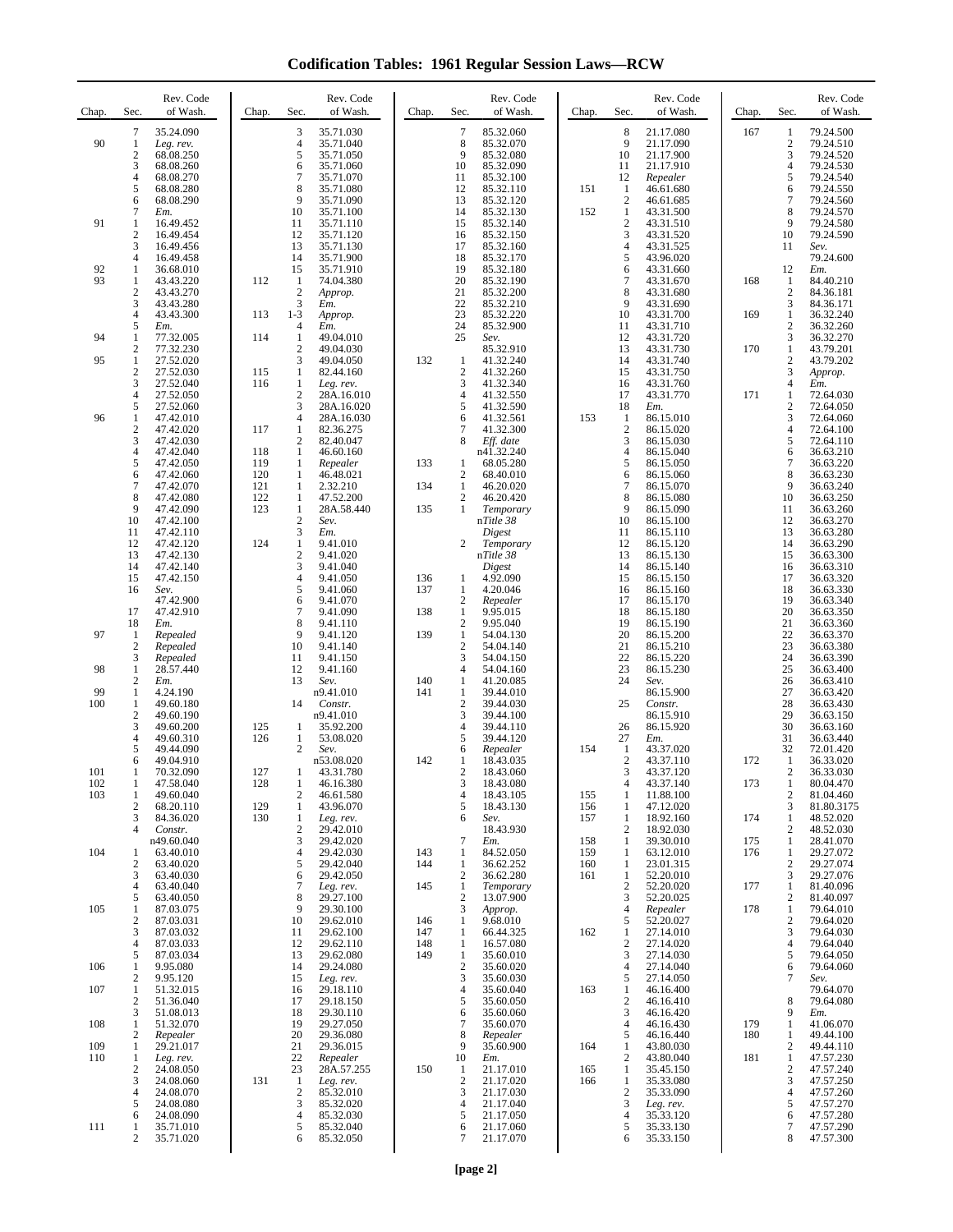# Codification Tables: 1961 Regular Session Laws—RCW

| Chap. | Sec. | Rev. Code of Wash. |
|---|---|---|
| | 7 | 35.24.090 |
| 90 | 1 | *Leg. rev.* |
| | 2 | 68.08.250 |
| | 3 | 68.08.260 |
| | 4 | 68.08.270 |
| | 5 | 68.08.280 |
| | 6 | 68.08.290 |
| | 7 | *Em.* |
| 91 | 1 | 16.49.452 |
| | 2 | 16.49.454 |
| | 3 | 16.49.456 |
| | 4 | 16.49.458 |
| 92 | 1 | 36.68.010 |
| 93 | 1 | 43.43.220 |
| | 2 | 43.43.270 |
| | 3 | 43.43.280 |
| | 4 | 43.43.300 |
| | 5 | *Em.* |
| 94 | 1 | 77.32.005 |
| | 2 | 77.32.230 |
| 95 | 1 | 27.52.020 |
| | 2 | 27.52.030 |
| | 3 | 27.52.040 |
| | 4 | 27.52.050 |
| | 5 | 27.52.060 |
| 96 | 1 | 47.42.010 |
| | 2 | 47.42.020 |
| | 3 | 47.42.030 |
| | 4 | 47.42.040 |
| | 5 | 47.42.050 |
| | 6 | 47.42.060 |
| | 7 | 47.42.070 |
| | 8 | 47.42.080 |
| | 9 | 47.42.090 |
| | 10 | 47.42.100 |
| | 11 | 47.42.110 |
| | 12 | 47.42.120 |
| | 13 | 47.42.130 |
| | 14 | 47.42.140 |
| | 15 | 47.42.150 |
| | 16 | *Sev.* 47.42.900 |
| | 17 | 47.42.910 |
| | 18 | *Em.* |
| 97 | 1 | *Repealed* |
| | 2 | *Repealed* |
| | 3 | *Repealed* |
| 98 | 1 | 28.57.440 |
| | 2 | *Em.* |
| 99 | 1 | 4.24.190 |
| 100 | 1 | 49.60.180 |
| | 2 | 49.60.190 |
| | 3 | 49.60.200 |
| | 4 | 49.60.310 |
| | 5 | 49.44.090 |
| | 6 | 49.04.910 |
| 101 | 1 | 70.32.090 |
| 102 | 1 | 47.58.040 |
| 103 | 1 | 49.60.040 |
| | 2 | 68.20.110 |
| | 3 | 84.36.020 |
| | 4 | *Constr.* n49.60.040 |
| 104 | 1 | 63.40.010 |
| | 2 | 63.40.020 |
| | 3 | 63.40.030 |
| | 4 | 63.40.040 |
| | 5 | 63.40.050 |
| 105 | 1 | 87.03.075 |
| | 2 | 87.03.031 |
| | 3 | 87.03.032 |
| | 4 | 87.03.033 |
| | 5 | 87.03.034 |
| 106 | 1 | 9.95.080 |
| | 2 | 9.95.120 |
| 107 | 1 | 51.32.015 |
| | 2 | 51.36.040 |
| | 3 | 51.08.013 |
| 108 | 1 | 51.32.070 |
| | 2 | *Repealer* |
| 109 | 1 | 29.21.017 |
| 110 | 1 | *Leg. rev.* |
| | 2 | 24.08.050 |
| | 3 | 24.08.060 |
| | 4 | 24.08.070 |
| | 5 | 24.08.080 |
| | 6 | 24.08.090 |
| 111 | 1 | 35.71.010 |
| | 2 | 35.71.020 |
| | 3 | 35.71.030 |
| | 4 | 35.71.040 |
| | 5 | 35.71.050 |
| | 6 | 35.71.060 |
| | 7 | 35.71.070 |
| | 8 | 35.71.080 |
| | 9 | 35.71.090 |
| | 10 | 35.71.100 |
| | 11 | 35.71.110 |
| | 12 | 35.71.120 |
| | 13 | 35.71.130 |
| | 14 | 35.71.900 |
| | 15 | 35.71.910 |
| 112 | 1 | 74.04.380 |
| | 2 | *Approp.* |
| | 3 | *Em.* |
| 113 | 1-3 | *Approp.* |
| | 4 | *Em.* |
| 114 | 1 | 49.04.010 |
| | 2 | 49.04.030 |
| | 3 | 49.04.050 |
| 115 | 1 | 82.44.160 |
| 116 | 1 | *Leg. rev.* |
| | 2 | 28A.16.010 |
| | 3 | 28A.16.020 |
| | 4 | 28A.16.030 |
| 117 | 1 | 82.36.275 |
| | 2 | 82.40.047 |
| 118 | 1 | 46.60.160 |
| 119 | 1 | *Repealer* |
| 120 | 1 | 46.48.021 |
| 121 | 1 | 2.32.210 |
| 122 | 1 | 47.52.200 |
| 123 | 1 | 28A.58.440 |
| | 2 | *Sev.* |
| | 3 | *Em.* |
| 124 | 1 | 9.41.010 |
| | 2 | 9.41.020 |
| | 3 | 9.41.040 |
| | 4 | 9.41.050 |
| | 5 | 9.41.060 |
| | 6 | 9.41.070 |
| | 7 | 9.41.090 |
| | 8 | 9.41.110 |
| | 9 | 9.41.120 |
| | 10 | 9.41.140 |
| | 11 | 9.41.150 |
| | 12 | 9.41.160 |
| | 13 | *Sev.* n9.41.010 |
| | 14 | *Constr.* n9.41.010 |
| 125 | 1 | 35.92.200 |
| 126 | 1 | 53.08.020 |
| | 2 | *Sev.* n53.08.020 |
| 127 | 1 | 43.31.780 |
| 128 | 1 | 46.16.380 |
| | 2 | 46.61.580 |
| 129 | 1 | 43.96.070 |
| 130 | 1 | *Leg. rev.* |
| | 2 | 29.42.010 |
| | 3 | 29.42.020 |
| | 4 | 29.42.030 |
| | 5 | 29.42.040 |
| | 6 | 29.42.050 |
| | 7 | *Leg. rev.* |
| | 8 | 29.27.100 |
| | 9 | 29.30.100 |
| | 10 | 29.62.010 |
| | 11 | 29.62.100 |
| | 12 | 29.62.110 |
| | 13 | 29.62.080 |
| | 14 | 29.24.080 |
| | 15 | *Leg. rev.* |
| | 16 | 29.18.110 |
| | 17 | 29.18.150 |
| | 18 | 29.30.110 |
| | 19 | 29.27.050 |
| | 20 | 29.36.080 |
| | 21 | 29.36.015 |
| | 22 | *Repealer* |
| | 23 | 28A.57.255 |
| 131 | 1 | *Leg. rev.* |
| | 2 | 85.32.010 |
| | 3 | 85.32.020 |
| | 4 | 85.32.030 |
| | 5 | 85.32.040 |
| | 6 | 85.32.050 |
| | 7 | 85.32.060 |
| | 8 | 85.32.070 |
| | 9 | 85.32.080 |
| | 10 | 85.32.090 |
| | 11 | 85.32.100 |
| | 12 | 85.32.110 |
| | 13 | 85.32.120 |
| | 14 | 85.32.130 |
| | 15 | 85.32.140 |
| | 16 | 85.32.150 |
| | 17 | 85.32.160 |
| | 18 | 85.32.170 |
| | 19 | 85.32.180 |
| | 20 | 85.32.190 |
| | 21 | 85.32.200 |
| | 22 | 85.32.210 |
| | 23 | 85.32.220 |
| | 24 | 85.32.900 |
| | 25 | *Sev.* 85.32.910 |
| 132 | 1 | 41.32.240 |
| | 2 | 41.32.260 |
| | 3 | 41.32.340 |
| | 4 | 41.32.550 |
| | 5 | 41.32.590 |
| | 6 | 41.32.561 |
| | 7 | 41.32.300 |
| | 8 | *Eff. date* n41.32.240 |
| 133 | 1 | 68.05.280 |
| | 2 | 68.40.010 |
| 134 | 1 | 46.20.020 |
| | 2 | 46.20.420 |
| 135 | 1 | *Temporary* n*Title 38 Digest* |
| | 2 | *Temporary* n*Title 38 Digest* |
| 136 | 1 | 4.92.090 |
| 137 | 1 | 4.20.046 |
| | 2 | *Repealer* |
| 138 | 1 | 9.95.015 |
| | 2 | 9.95.040 |
| 139 | 1 | 54.04.130 |
| | 2 | 54.04.140 |
| | 3 | 54.04.150 |
| | 4 | 54.04.160 |
| 140 | 1 | 41.20.085 |
| 141 | 1 | 39.44.010 |
| | 2 | 39.44.030 |
| | 3 | 39.44.100 |
| | 4 | 39.44.110 |
| | 5 | 39.44.120 |
| | 6 | *Repealer* |
| 142 | 1 | 18.43.035 |
| | 2 | 18.43.060 |
| | 3 | 18.43.080 |
| | 4 | 18.43.105 |
| | 5 | 18.43.130 |
| | 6 | *Sev.* 18.43.930 |
| | 7 | *Em.* |
| 143 | 1 | 84.52.050 |
| 144 | 1 | 36.62.252 |
| | 2 | 36.62.280 |
| 145 | 1 | *Temporary* |
| | 2 | 13.07.900 |
| | 3 | *Approp.* |
| 146 | 1 | 9.68.010 |
| 147 | 1 | 66.44.325 |
| 148 | 1 | 16.57.080 |
| 149 | 1 | 35.60.010 |
| | 2 | 35.60.020 |
| | 3 | 35.60.030 |
| | 4 | 35.60.040 |
| | 5 | 35.60.050 |
| | 6 | 35.60.060 |
| | 7 | 35.60.070 |
| | 8 | *Repealer* |
| | 9 | 35.60.900 |
| | 10 | *Em.* |
| 150 | 1 | 21.17.010 |
| | 2 | 21.17.020 |
| | 3 | 21.17.030 |
| | 4 | 21.17.040 |
| | 5 | 21.17.050 |
| | 6 | 21.17.060 |
| | 7 | 21.17.070 |
| | 8 | 21.17.080 |
| | 9 | 21.17.090 |
| | 10 | 21.17.900 |
| | 11 | 21.17.910 |
| | 12 | *Repealer* |
| 151 | 1 | 46.61.680 |
| | 2 | 46.61.685 |
| 152 | 1 | 43.31.500 |
| | 2 | 43.31.510 |
| | 3 | 43.31.520 |
| | 4 | 43.31.525 |
| | 5 | 43.96.020 |
| | 6 | 43.31.660 |
| | 7 | 43.31.670 |
| | 8 | 43.31.680 |
| | 9 | 43.31.690 |
| | 10 | 43.31.700 |
| | 11 | 43.31.710 |
| | 12 | 43.31.720 |
| | 13 | 43.31.730 |
| | 14 | 43.31.740 |
| | 15 | 43.31.750 |
| | 16 | 43.31.760 |
| | 17 | 43.31.770 |
| | 18 | *Em.* |
| 153 | 1 | 86.15.010 |
| | 2 | 86.15.020 |
| | 3 | 86.15.030 |
| | 4 | 86.15.040 |
| | 5 | 86.15.050 |
| | 6 | 86.15.060 |
| | 7 | 86.15.070 |
| | 8 | 86.15.080 |
| | 9 | 86.15.090 |
| | 10 | 86.15.100 |
| | 11 | 86.15.110 |
| | 12 | 86.15.120 |
| | 13 | 86.15.130 |
| | 14 | 86.15.140 |
| | 15 | 86.15.150 |
| | 16 | 86.15.160 |
| | 17 | 86.15.170 |
| | 18 | 86.15.180 |
| | 19 | 86.15.190 |
| | 20 | 86.15.200 |
| | 21 | 86.15.210 |
| | 22 | 86.15.220 |
| | 23 | 86.15.230 |
| | 24 | *Sev.* 86.15.900 |
| | 25 | *Constr.* 86.15.910 |
| | 26 | 86.15.920 |
| | 27 | *Em.* |
| 154 | 1 | 43.37.020 |
| | 2 | 43.37.110 |
| | 3 | 43.37.120 |
| | 4 | 43.37.140 |
| 155 | 1 | 11.88.100 |
| 156 | 1 | 47.12.020 |
| 157 | 1 | 18.92.160 |
| | 2 | 18.92.030 |
| 158 | 1 | 39.30.010 |
| 159 | 1 | 63.12.010 |
| 160 | 1 | 23.01.315 |
| 161 | 1 | 52.20.010 |
| | 2 | 52.20.020 |
| | 3 | 52.20.025 |
| | 4 | *Repealer* |
| | 5 | 52.20.027 |
| 162 | 1 | 27.14.010 |
| | 2 | 27.14.020 |
| | 3 | 27.14.030 |
| | 4 | 27.14.040 |
| | 5 | 27.14.050 |
| 163 | 1 | 46.16.400 |
| | 2 | 46.16.410 |
| | 3 | 46.16.420 |
| | 4 | 46.16.430 |
| | 5 | 46.16.440 |
| 164 | 1 | 43.80.030 |
| | 2 | 43.80.040 |
| 165 | 1 | 35.45.150 |
| 166 | 1 | 35.33.080 |
| | 2 | 35.33.090 |
| | 3 | *Leg. rev.* |
| | 4 | 35.33.120 |
| | 5 | 35.33.130 |
| | 6 | 35.33.150 |
| 167 | 1 | 79.24.500 |
| | 2 | 79.24.510 |
| | 3 | 79.24.520 |
| | 4 | 79.24.530 |
| | 5 | 79.24.540 |
| | 6 | 79.24.550 |
| | 7 | 79.24.560 |
| | 8 | 79.24.570 |
| | 9 | 79.24.580 |
| | 10 | 79.24.590 |
| | 11 | *Sev.* 79.24.600 |
| | 12 | *Em.* |
| 168 | 1 | 84.40.210 |
| | 2 | 84.36.181 |
| | 3 | 84.36.171 |
| 169 | 1 | 36.32.240 |
| | 2 | 36.32.260 |
| | 3 | 36.32.270 |
| 170 | 1 | 43.79.201 |
| | 2 | 43.79.202 |
| | 3 | *Approp.* |
| | 4 | *Em.* |
| 171 | 1 | 72.64.030 |
| | 2 | 72.64.050 |
| | 3 | 72.64.060 |
| | 4 | 72.64.100 |
| | 5 | 72.64.110 |
| | 6 | 36.63.210 |
| | 7 | 36.63.220 |
| | 8 | 36.63.230 |
| | 9 | 36.63.240 |
| | 10 | 36.63.250 |
| | 11 | 36.63.260 |
| | 12 | 36.63.270 |
| | 13 | 36.63.280 |
| | 14 | 36.63.290 |
| | 15 | 36.63.300 |
| | 16 | 36.63.310 |
| | 17 | 36.63.320 |
| | 18 | 36.63.330 |
| | 19 | 36.63.340 |
| | 20 | 36.63.350 |
| | 21 | 36.63.360 |
| | 22 | 36.63.370 |
| | 23 | 36.63.380 |
| | 24 | 36.63.390 |
| | 25 | 36.63.400 |
| | 26 | 36.63.410 |
| | 27 | 36.63.420 |
| | 28 | 36.63.430 |
| | 29 | 36.63.150 |
| | 30 | 36.63.160 |
| | 31 | 36.63.440 |
| | 32 | 72.01.420 |
| 172 | 1 | 36.33.020 |
| | 2 | 36.33.030 |
| 173 | 1 | 80.04.470 |
| | 2 | 81.04.460 |
| | 3 | 81.80.3175 |
| 174 | 1 | 48.52.020 |
| | 2 | 48.52.030 |
| 175 | 1 | 28.41.070 |
| 176 | 1 | 29.27.072 |
| | 2 | 29.27.074 |
| | 3 | 29.27.076 |
| 177 | 1 | 81.40.096 |
| | 2 | 81.40.097 |
| 178 | 1 | 79.64.010 |
| | 2 | 79.64.020 |
| | 3 | 79.64.030 |
| | 4 | 79.64.040 |
| | 5 | 79.64.050 |
| | 6 | 79.64.060 |
| | 7 | *Sev.* 79.64.070 |
| | 8 | 79.64.080 |
| | 9 | *Em.* |
| 179 | 1 | 41.06.070 |
| 180 | 1 | 49.44.100 |
| | 2 | 49.44.110 |
| 181 | 1 | 47.57.230 |
| | 2 | 47.57.240 |
| | 3 | 47.57.250 |
| | 4 | 47.57.260 |
| | 5 | 47.57.270 |
| | 6 | 47.57.280 |
| | 7 | 47.57.290 |
| | 8 | 47.57.300 |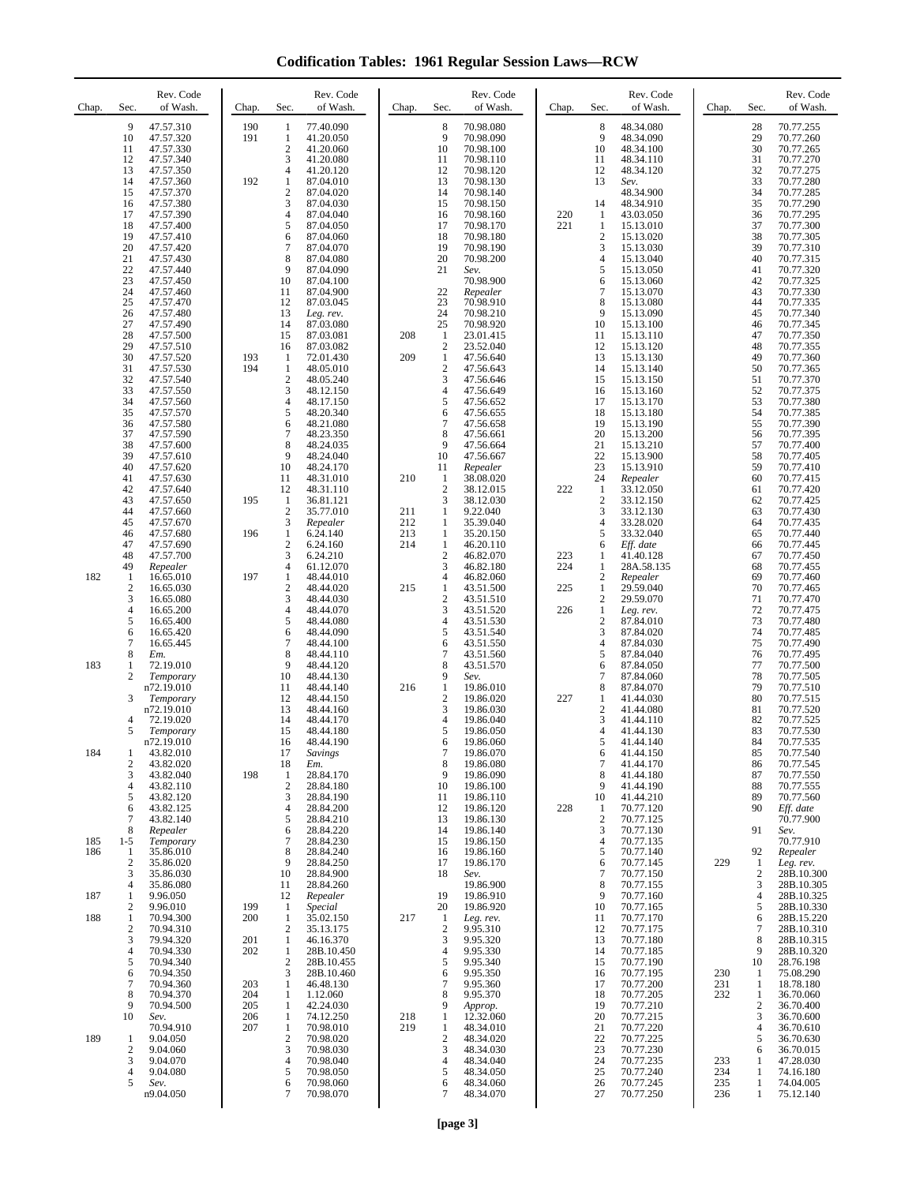# Codification Tables: 1961 Regular Session Laws—RCW

| Chap. | Sec. | Rev. Code of Wash. |
|---|---|---|
| | 9 | 47.57.310 |
| | 10 | 47.57.320 |
| | 11 | 47.57.330 |
| | 12 | 47.57.340 |
| | 13 | 47.57.350 |
| | 14 | 47.57.360 |
| | 15 | 47.57.370 |
| | 16 | 47.57.380 |
| | 17 | 47.57.390 |
| | 18 | 47.57.400 |
| | 19 | 47.57.410 |
| | 20 | 47.57.420 |
| | 21 | 47.57.430 |
| | 22 | 47.57.440 |
| | 23 | 47.57.450 |
| | 24 | 47.57.460 |
| | 25 | 47.57.470 |
| | 26 | 47.57.480 |
| | 27 | 47.57.490 |
| | 28 | 47.57.500 |
| | 29 | 47.57.510 |
| | 30 | 47.57.520 |
| | 31 | 47.57.530 |
| | 32 | 47.57.540 |
| | 33 | 47.57.550 |
| | 34 | 47.57.560 |
| | 35 | 47.57.570 |
| | 36 | 47.57.580 |
| | 37 | 47.57.590 |
| | 38 | 47.57.600 |
| | 39 | 47.57.610 |
| | 40 | 47.57.620 |
| | 41 | 47.57.630 |
| | 42 | 47.57.640 |
| | 43 | 47.57.650 |
| | 44 | 47.57.660 |
| | 45 | 47.57.670 |
| | 46 | 47.57.680 |
| | 47 | 47.57.690 |
| | 48 | 47.57.700 |
| | 49 | *Repealer* |
| 182 | 1 | 16.65.010 |
| | 2 | 16.65.030 |
| | 3 | 16.65.080 |
| | 4 | 16.65.200 |
| | 5 | 16.65.400 |
| | 6 | 16.65.420 |
| | 7 | 16.65.445 |
| | 8 | *Em.* |
| 183 | 1 | 72.19.010 |
| | 2 | *Temporary* n72.19.010 |
| | 3 | *Temporary* n72.19.010 |
| | 4 | 72.19.020 |
| | 5 | *Temporary* n72.19.010 |
| 184 | 1 | 43.82.010 |
| | 2 | 43.82.020 |
| | 3 | 43.82.040 |
| | 4 | 43.82.110 |
| | 5 | 43.82.120 |
| | 6 | 43.82.125 |
| | 7 | 43.82.140 |
| | 8 | *Repealer* |
| 185 | 1-5 | *Temporary* |
| 186 | 1 | 35.86.010 |
| | 2 | 35.86.020 |
| | 3 | 35.86.030 |
| | 4 | 35.86.080 |
| 187 | 1 | 9.96.050 |
| | 2 | 9.96.010 |
| 188 | 1 | 70.94.300 |
| | 2 | 70.94.310 |
| | 3 | 79.94.320 |
| | 4 | 70.94.330 |
| | 5 | 70.94.340 |
| | 6 | 70.94.350 |
| | 7 | 70.94.360 |
| | 8 | 70.94.370 |
| | 9 | 70.94.500 |
| | 10 | *Sev.* 70.94.910 |
| 189 | 1 | 9.04.050 |
| | 2 | 9.04.060 |
| | 3 | 9.04.070 |
| | 4 | 9.04.080 |
| | 5 | *Sev.* n9.04.050 |
| 190 | 1 | 77.40.090 |
| 191 | 1 | 41.20.050 |
| | 2 | 41.20.060 |
| | 3 | 41.20.080 |
| | 4 | 41.20.120 |
| 192 | 1 | 87.04.010 |
| | 2 | 87.04.020 |
| | 3 | 87.04.030 |
| | 4 | 87.04.040 |
| | 5 | 87.04.050 |
| | 6 | 87.04.060 |
| | 7 | 87.04.070 |
| | 8 | 87.04.080 |
| | 9 | 87.04.090 |
| | 10 | 87.04.100 |
| | 11 | 87.04.900 |
| | 12 | 87.03.045 |
| | 13 | *Leg. rev.* |
| | 14 | 87.03.080 |
| | 15 | 87.03.081 |
| | 16 | 87.03.082 |
| 193 | 1 | 72.01.430 |
| 194 | 1 | 48.05.010 |
| | 2 | 48.05.240 |
| | 3 | 48.12.150 |
| | 4 | 48.17.150 |
| | 5 | 48.20.340 |
| | 6 | 48.21.080 |
| | 7 | 48.23.350 |
| | 8 | 48.24.035 |
| | 9 | 48.24.040 |
| | 10 | 48.24.170 |
| | 11 | 48.31.010 |
| | 12 | 48.31.110 |
| 195 | 1 | 36.81.121 |
| | 2 | 35.77.010 |
| | 3 | *Repealer* |
| 196 | 1 | 6.24.140 |
| | 2 | 6.24.160 |
| | 3 | 6.24.210 |
| | 4 | 61.12.070 |
| 197 | 1 | 48.44.010 |
| | 2 | 48.44.020 |
| | 3 | 48.44.030 |
| | 4 | 48.44.070 |
| | 5 | 48.44.080 |
| | 6 | 48.44.090 |
| | 7 | 48.44.100 |
| | 8 | 48.44.110 |
| | 9 | 48.44.120 |
| | 10 | 48.44.130 |
| | 11 | 48.44.140 |
| | 12 | 48.44.150 |
| | 13 | 48.44.160 |
| | 14 | 48.44.170 |
| | 15 | 48.44.180 |
| | 16 | 48.44.190 |
| | 17 | *Savings* |
| | 18 | *Em.* |
| 198 | 1 | 28.84.170 |
| | 2 | 28.84.180 |
| | 3 | 28.84.190 |
| | 4 | 28.84.200 |
| | 5 | 28.84.210 |
| | 6 | 28.84.220 |
| | 7 | 28.84.230 |
| | 8 | 28.84.240 |
| | 9 | 28.84.250 |
| | 10 | 28.84.900 |
| | 11 | 28.84.260 |
| | 12 | *Repealer* |
| 199 | 1 | *Special* |
| 200 | 1 | 35.02.150 |
| | 2 | 35.13.175 |
| 201 | 1 | 46.16.370 |
| 202 | 1 | 28B.10.450 |
| | 2 | 28B.10.455 |
| | 3 | 28B.10.460 |
| 203 | 1 | 46.48.130 |
| 204 | 1 | 1.12.060 |
| 205 | 1 | 42.24.030 |
| 206 | 1 | 74.12.250 |
| 207 | 1 | 70.98.010 |
| | 2 | 70.98.020 |
| | 3 | 70.98.030 |
| | 4 | 70.98.040 |
| | 5 | 70.98.050 |
| | 6 | 70.98.060 |
| | 7 | 70.98.070 |
| | 8 | 70.98.080 |
| | 9 | 70.98.090 |
| | 10 | 70.98.100 |
| | 11 | 70.98.110 |
| | 12 | 70.98.120 |
| | 13 | 70.98.130 |
| | 14 | 70.98.140 |
| | 15 | 70.98.150 |
| | 16 | 70.98.160 |
| | 17 | 70.98.170 |
| | 18 | 70.98.180 |
| | 19 | 70.98.190 |
| | 20 | 70.98.200 |
| | 21 | *Sev.* 70.98.900 |
| | 22 | *Repealer* |
| | 23 | 70.98.910 |
| | 24 | 70.98.210 |
| | 25 | 70.98.920 |
| 208 | 1 | 23.01.415 |
| | 2 | 23.52.040 |
| 209 | 1 | 47.56.640 |
| | 2 | 47.56.643 |
| | 3 | 47.56.646 |
| | 4 | 47.56.649 |
| | 5 | 47.56.652 |
| | 6 | 47.56.655 |
| | 7 | 47.56.658 |
| | 8 | 47.56.661 |
| | 9 | 47.56.664 |
| | 10 | 47.56.667 |
| | 11 | *Repealer* |
| 210 | 1 | 38.08.020 |
| | 2 | 38.12.015 |
| | 3 | 38.12.030 |
| 211 | 1 | 9.22.040 |
| 212 | 1 | 35.39.040 |
| 213 | 1 | 35.20.150 |
| 214 | 1 | 46.20.110 |
| | 2 | 46.82.070 |
| | 3 | 46.82.180 |
| | 4 | 46.82.060 |
| 215 | 1 | 43.51.500 |
| | 2 | 43.51.510 |
| | 3 | 43.51.520 |
| | 4 | 43.51.530 |
| | 5 | 43.51.540 |
| | 6 | 43.51.550 |
| | 7 | 43.51.560 |
| | 8 | 43.51.570 |
| | 9 | *Sev.* |
| 216 | 1 | 19.86.010 |
| | 2 | 19.86.020 |
| | 3 | 19.86.030 |
| | 4 | 19.86.040 |
| | 5 | 19.86.050 |
| | 6 | 19.86.060 |
| | 7 | 19.86.070 |
| | 8 | 19.86.080 |
| | 9 | 19.86.090 |
| | 10 | 19.86.100 |
| | 11 | 19.86.110 |
| | 12 | 19.86.120 |
| | 13 | 19.86.130 |
| | 14 | 19.86.140 |
| | 15 | 19.86.150 |
| | 16 | 19.86.160 |
| | 17 | 19.86.170 |
| | 18 | *Sev.* 19.86.900 |
| | 19 | 19.86.910 |
| | 20 | 19.86.920 |
| 217 | 1 | *Leg. rev.* |
| | 2 | 9.95.310 |
| | 3 | 9.95.320 |
| | 4 | 9.95.330 |
| | 5 | 9.95.340 |
| | 6 | 9.95.350 |
| | 7 | 9.95.360 |
| | 8 | 9.95.370 |
| | 9 | *Approp.* |
| 218 | 1 | 12.32.060 |
| 219 | 1 | 48.34.010 |
| | 2 | 48.34.020 |
| | 3 | 48.34.030 |
| | 4 | 48.34.040 |
| | 5 | 48.34.050 |
| | 6 | 48.34.060 |
| | 7 | 48.34.070 |
| | 8 | 48.34.080 |
| | 9 | 48.34.090 |
| | 10 | 48.34.100 |
| | 11 | 48.34.110 |
| | 12 | 48.34.120 |
| | 13 | *Sev.* 48.34.900 |
| | 14 | 48.34.910 |
| 220 | 1 | 43.03.050 |
| 221 | 1 | 15.13.010 |
| | 2 | 15.13.020 |
| | 3 | 15.13.030 |
| | 4 | 15.13.040 |
| | 5 | 15.13.050 |
| | 6 | 15.13.060 |
| | 7 | 15.13.070 |
| | 8 | 15.13.080 |
| | 9 | 15.13.090 |
| | 10 | 15.13.100 |
| | 11 | 15.13.110 |
| | 12 | 15.13.120 |
| | 13 | 15.13.130 |
| | 14 | 15.13.140 |
| | 15 | 15.13.150 |
| | 16 | 15.13.160 |
| | 17 | 15.13.170 |
| | 18 | 15.13.180 |
| | 19 | 15.13.190 |
| | 20 | 15.13.200 |
| | 21 | 15.13.210 |
| | 22 | 15.13.900 |
| | 23 | 15.13.910 |
| | 24 | *Repealer* |
| 222 | 1 | 33.12.050 |
| | 2 | 33.12.150 |
| | 3 | 33.12.130 |
| | 4 | 33.28.020 |
| | 5 | 33.32.040 |
| | 6 | *Eff. date* |
| 223 | 1 | 41.40.128 |
| 224 | 1 | 28A.58.135 |
| | 2 | *Repealer* |
| 225 | 1 | 29.59.040 |
| | 2 | 29.59.070 |
| 226 | 1 | *Leg. rev.* |
| | 2 | 87.84.010 |
| | 3 | 87.84.020 |
| | 4 | 87.84.030 |
| | 5 | 87.84.040 |
| | 6 | 87.84.050 |
| | 7 | 87.84.060 |
| | 8 | 87.84.070 |
| 227 | 1 | 41.44.030 |
| | 2 | 41.44.080 |
| | 3 | 41.44.110 |
| | 4 | 41.44.130 |
| | 5 | 41.44.140 |
| | 6 | 41.44.150 |
| | 7 | 41.44.170 |
| | 8 | 41.44.180 |
| | 9 | 41.44.190 |
| | 10 | 41.44.210 |
| 228 | 1 | 70.77.120 |
| | 2 | 70.77.125 |
| | 3 | 70.77.130 |
| | 4 | 70.77.135 |
| | 5 | 70.77.140 |
| | 6 | 70.77.145 |
| | 7 | 70.77.150 |
| | 8 | 70.77.155 |
| | 9 | 70.77.160 |
| | 10 | 70.77.165 |
| | 11 | 70.77.170 |
| | 12 | 70.77.175 |
| | 13 | 70.77.180 |
| | 14 | 70.77.185 |
| | 15 | 70.77.190 |
| | 16 | 70.77.195 |
| | 17 | 70.77.200 |
| | 18 | 70.77.205 |
| | 19 | 70.77.210 |
| | 20 | 70.77.215 |
| | 21 | 70.77.220 |
| | 22 | 70.77.225 |
| | 23 | 70.77.230 |
| | 24 | 70.77.235 |
| | 25 | 70.77.240 |
| | 26 | 70.77.245 |
| | 27 | 70.77.250 |
| | 28 | 70.77.255 |
| | 29 | 70.77.260 |
| | 30 | 70.77.265 |
| | 31 | 70.77.270 |
| | 32 | 70.77.275 |
| | 33 | 70.77.280 |
| | 34 | 70.77.285 |
| | 35 | 70.77.290 |
| | 36 | 70.77.295 |
| | 37 | 70.77.300 |
| | 38 | 70.77.305 |
| | 39 | 70.77.310 |
| | 40 | 70.77.315 |
| | 41 | 70.77.320 |
| | 42 | 70.77.325 |
| | 43 | 70.77.330 |
| | 44 | 70.77.335 |
| | 45 | 70.77.340 |
| | 46 | 70.77.345 |
| | 47 | 70.77.350 |
| | 48 | 70.77.355 |
| | 49 | 70.77.360 |
| | 50 | 70.77.365 |
| | 51 | 70.77.370 |
| | 52 | 70.77.375 |
| | 53 | 70.77.380 |
| | 54 | 70.77.385 |
| | 55 | 70.77.390 |
| | 56 | 70.77.395 |
| | 57 | 70.77.400 |
| | 58 | 70.77.405 |
| | 59 | 70.77.410 |
| | 60 | 70.77.415 |
| | 61 | 70.77.420 |
| | 62 | 70.77.425 |
| | 63 | 70.77.430 |
| | 64 | 70.77.435 |
| | 65 | 70.77.440 |
| | 66 | 70.77.445 |
| | 67 | 70.77.450 |
| | 68 | 70.77.455 |
| | 69 | 70.77.460 |
| | 70 | 70.77.465 |
| | 71 | 70.77.470 |
| | 72 | 70.77.475 |
| | 73 | 70.77.480 |
| | 74 | 70.77.485 |
| | 75 | 70.77.490 |
| | 76 | 70.77.495 |
| | 77 | 70.77.500 |
| | 78 | 70.77.505 |
| | 79 | 70.77.510 |
| | 80 | 70.77.515 |
| | 81 | 70.77.520 |
| | 82 | 70.77.525 |
| | 83 | 70.77.530 |
| | 84 | 70.77.535 |
| | 85 | 70.77.540 |
| | 86 | 70.77.545 |
| | 87 | 70.77.550 |
| | 88 | 70.77.555 |
| | 89 | 70.77.560 |
| | 90 | *Eff. date* 70.77.900 |
| | 91 | *Sev.* 70.77.910 |
| | 92 | *Repealer* |
| 229 | 1 | *Leg. rev.* |
| | 2 | 28B.10.300 |
| | 3 | 28B.10.305 |
| | 4 | 28B.10.325 |
| | 5 | 28B.10.330 |
| | 6 | 28B.15.220 |
| | 7 | 28B.10.310 |
| | 8 | 28B.10.315 |
| | 9 | 28B.10.320 |
| | 10 | 28.76.198 |
| 230 | 1 | 75.08.290 |
| 231 | 1 | 18.78.180 |
| 232 | 1 | 36.70.060 |
| | 2 | 36.70.400 |
| | 3 | 36.70.600 |
| | 4 | 36.70.610 |
| | 5 | 36.70.630 |
| | 6 | 36.70.015 |
| 233 | 1 | 47.28.030 |
| 234 | 1 | 74.16.180 |
| 235 | 1 | 74.04.005 |
| 236 | 1 | 75.12.140 |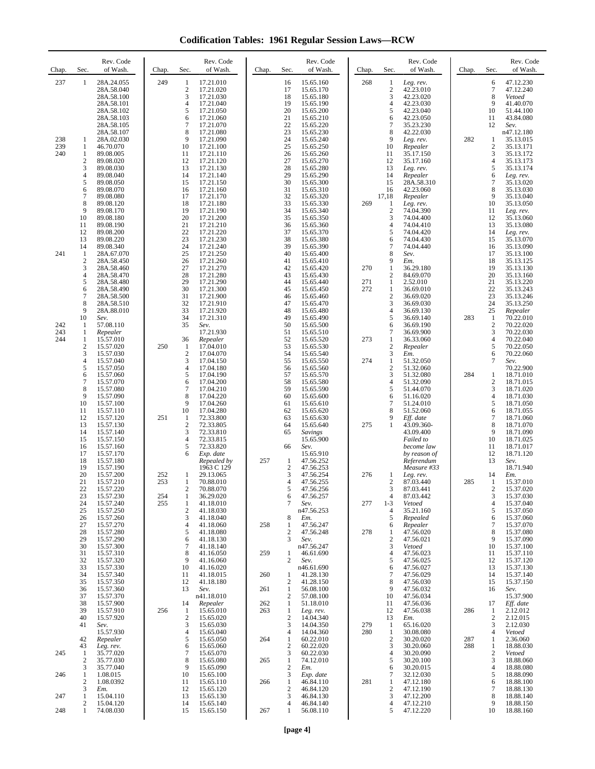# Codification Tables: 1961 Regular Session Laws—RCW

| Chap. | Sec. | Rev. Code of Wash. |
|---|---|---|
| 237 | 1 | 28A.24.055 |
| | | 28A.58.040 |
| | | 28A.58.100 |
| | | 28A.58.101 |
| | | 28A.58.102 |
| | | 28A.58.103 |
| | | 28A.58.105 |
| | | 28A.58.107 |
| 238 | 1 | 28A.02.030 |
| 239 | 1 | 46.70.070 |
| 240 | 1 | 89.08.005 |
| | 2 | 89.08.020 |
| | 3 | 89.08.030 |
| | 4 | 89.08.040 |
| | 5 | 89.08.050 |
| | 6 | 89.08.070 |
| | 7 | 89.08.080 |
| | 8 | 89.08.120 |
| | 9 | 89.08.170 |
| | 10 | 89.08.180 |
| | 11 | 89.08.190 |
| | 12 | 89.08.200 |
| | 13 | 89.08.220 |
| | 14 | 89.08.340 |
| 241 | 1 | 28A.67.070 |
| | 2 | 28A.58.450 |
| | 3 | 28A.58.460 |
| | 4 | 28A.58.470 |
| | 5 | 28A.58.480 |
| | 6 | 28A.58.490 |
| | 7 | 28A.58.500 |
| | 8 | 28A.58.510 |
| | 9 | 28A.88.010 |
| | 10 | *Sev.* |
| 242 | 1 | 57.08.110 |
| 243 | 1 | *Repealer* |
| 244 | 1 | 15.57.010 |
| | 2 | 15.57.020 |
| | 3 | 15.57.030 |
| | 4 | 15.57.040 |
| | 5 | 15.57.050 |
| | 6 | 15.57.060 |
| | 7 | 15.57.070 |
| | 8 | 15.57.080 |
| | 9 | 15.57.090 |
| | 10 | 15.57.100 |
| | 11 | 15.57.110 |
| | 12 | 15.57.120 |
| | 13 | 15.57.130 |
| | 14 | 15.57.140 |
| | 15 | 15.57.150 |
| | 16 | 15.57.160 |
| | 17 | 15.57.170 |
| | 18 | 15.57.180 |
| | 19 | 15.57.190 |
| | 20 | 15.57.200 |
| | 21 | 15.57.210 |
| | 22 | 15.57.220 |
| | 23 | 15.57.230 |
| | 24 | 15.57.240 |
| | 25 | 15.57.250 |
| | 26 | 15.57.260 |
| | 27 | 15.57.270 |
| | 28 | 15.57.280 |
| | 29 | 15.57.290 |
| | 30 | 15.57.300 |
| | 31 | 15.57.310 |
| | 32 | 15.57.320 |
| | 33 | 15.57.330 |
| | 34 | 15.57.340 |
| | 35 | 15.57.350 |
| | 36 | 15.57.360 |
| | 37 | 15.57.370 |
| | 38 | 15.57.900 |
| | 39 | 15.57.910 |
| | 40 | 15.57.920 |
| | 41 | *Sev.* 15.57.930 |
| | 42 | *Repealer* |
| | 43 | *Leg. rev.* |
| 245 | 1 | 35.77.020 |
| | 2 | 35.77.030 |
| | 3 | 35.77.040 |
| 246 | 1 | 1.08.015 |
| | 2 | 1.08.0392 |
| | 3 | *Em.* |
| 247 | 1 | 15.04.110 |
| | 2 | 15.04.120 |
| 248 | 1 | 74.08.030 |
| 249 | 1 | 17.21.010 |
| | 2 | 17.21.020 |
| | 3 | 17.21.030 |
| | 4 | 17.21.040 |
| | 5 | 17.21.050 |
| | 6 | 17.21.060 |
| | 7 | 17.21.070 |
| | 8 | 17.21.080 |
| | 9 | 17.21.090 |
| | 10 | 17.21.100 |
| | 11 | 17.21.110 |
| | 12 | 17.21.120 |
| | 13 | 17.21.130 |
| | 14 | 17.21.140 |
| | 15 | 17.21.150 |
| | 16 | 17.21.160 |
| | 17 | 17.21.170 |
| | 18 | 17.21.180 |
| | 19 | 17.21.190 |
| | 20 | 17.21.200 |
| | 21 | 17.21.210 |
| | 22 | 17.21.220 |
| | 23 | 17.21.230 |
| | 24 | 17.21.240 |
| | 25 | 17.21.250 |
| | 26 | 17.21.260 |
| | 27 | 17.21.270 |
| | 28 | 17.21.280 |
| | 29 | 17.21.290 |
| | 30 | 17.21.300 |
| | 31 | 17.21.900 |
| | 32 | 17.21.910 |
| | 33 | 17.21.920 |
| | 34 | 17.21.310 |
| | 35 | *Sev.* 17.21.930 |
| | 36 | *Repealer* |
| 250 | 1 | 17.04.010 |
| | 2 | 17.04.070 |
| | 3 | 17.04.150 |
| | 4 | 17.04.180 |
| | 5 | 17.04.190 |
| | 6 | 17.04.200 |
| | 7 | 17.04.210 |
| | 8 | 17.04.220 |
| | 9 | 17.04.260 |
| | 10 | 17.04.280 |
| 251 | 1 | 72.33.800 |
| | 2 | 72.33.805 |
| | 3 | 72.33.810 |
| | 4 | 72.33.815 |
| | 5 | 72.33.820 |
| | 6 | *Exp. date Repealed by 1963 C 129* |
| 252 | 1 | 29.13.065 |
| 253 | 1 | 70.88.010 |
| | 2 | 70.88.070 |
| 254 | 1 | 36.29.020 |
| 255 | 1 | 41.18.010 |
| | 2 | 41.18.030 |
| | 3 | 41.18.040 |
| | 4 | 41.18.060 |
| | 5 | 41.18.080 |
| | 6 | 41.18.130 |
| | 7 | 41.18.140 |
| | 8 | 41.16.050 |
| | 9 | 41.16.060 |
| | 10 | 41.16.020 |
| | 11 | 41.18.015 |
| | 12 | 41.18.180 |
| | 13 | *Sev.* n41.18.010 |
| | 14 | *Repealer* |
| 256 | 1 | 15.65.010 |
| | 2 | 15.65.020 |
| | 3 | 15.65.030 |
| | 4 | 15.65.040 |
| | 5 | 15.65.050 |
| | 6 | 15.65.060 |
| | 7 | 15.65.070 |
| | 8 | 15.65.080 |
| | 9 | 15.65.090 |
| | 10 | 15.65.100 |
| | 11 | 15.65.110 |
| | 12 | 15.65.120 |
| | 13 | 15.65.130 |
| | 14 | 15.65.140 |
| | 15 | 15.65.150 |
| | 16 | 15.65.160 |
| | 17 | 15.65.170 |
| | 18 | 15.65.180 |
| | 19 | 15.65.190 |
| | 20 | 15.65.200 |
| | 21 | 15.65.210 |
| | 22 | 15.65.220 |
| | 23 | 15.65.230 |
| | 24 | 15.65.240 |
| | 25 | 15.65.250 |
| | 26 | 15.65.260 |
| | 27 | 15.65.270 |
| | 28 | 15.65.280 |
| | 29 | 15.65.290 |
| | 30 | 15.65.300 |
| | 31 | 15.65.310 |
| | 32 | 15.65.320 |
| | 33 | 15.65.330 |
| | 34 | 15.65.340 |
| | 35 | 15.65.350 |
| | 36 | 15.65.360 |
| | 37 | 15.65.370 |
| | 38 | 15.65.380 |
| | 39 | 15.65.390 |
| | 40 | 15.65.400 |
| | 41 | 15.65.410 |
| | 42 | 15.65.420 |
| | 43 | 15.65.430 |
| | 44 | 15.65.440 |
| | 45 | 15.65.450 |
| | 46 | 15.65.460 |
| | 47 | 15.65.470 |
| | 48 | 15.65.480 |
| | 49 | 15.65.490 |
| | 50 | 15.65.500 |
| | 51 | 15.65.510 |
| | 52 | 15.65.520 |
| | 53 | 15.65.530 |
| | 54 | 15.65.540 |
| | 55 | 15.65.550 |
| | 56 | 15.65.560 |
| | 57 | 15.65.570 |
| | 58 | 15.65.580 |
| | 59 | 15.65.590 |
| | 60 | 15.65.600 |
| | 61 | 15.65.610 |
| | 62 | 15.65.620 |
| | 63 | 15.65.630 |
| | 64 | 15.65.640 |
| | 65 | *Savings* 15.65.900 |
| | 66 | *Sev.* 15.65.910 |
| 257 | 1 | 47.56.252 |
| | 2 | 47.56.253 |
| | 3 | 47.56.254 |
| | 4 | 47.56.255 |
| | 5 | 47.56.256 |
| | 6 | 47.56.257 |
| | 7 | *Sev.* n47.56.253 |
| | 8 | *Em.* |
| 258 | 1 | 47.56.247 |
| | 2 | 47.56.248 |
| | 3 | *Sev.* n47.56.247 |
| 259 | 1 | 46.61.690 |
| | 2 | *Sev.* n46.61.690 |
| 260 | 1 | 41.28.130 |
| | 2 | 41.28.150 |
| 261 | 1 | 56.08.100 |
| | 2 | 57.08.100 |
| 262 | 1 | 51.18.010 |
| 263 | 1 | *Leg. rev.* |
| | 2 | 14.04.340 |
| | 3 | 14.04.350 |
| | 4 | 14.04.360 |
| 264 | 1 | 60.22.010 |
| | 2 | 60.22.020 |
| | 3 | 60.22.030 |
| 265 | 1 | 74.12.010 |
| | 2 | *Em.* |
| | 3 | *Exp. date* |
| 266 | 1 | 46.84.110 |
| | 2 | 46.84.120 |
| | 3 | 46.84.130 |
| | 4 | 46.84.140 |
| 267 | 1 | 56.08.110 |
| 268 | 1 | *Leg. rev.* |
| | 2 | 42.23.010 |
| | 3 | 42.23.020 |
| | 4 | 42.23.030 |
| | 5 | 42.23.040 |
| | 6 | 42.23.050 |
| | 7 | 35.23.230 |
| | 8 | 42.22.030 |
| | 9 | *Leg. rev.* |
| | 10 | *Repealer* |
| | 11 | 35.17.150 |
| | 12 | 35.17.160 |
| | 13 | *Leg. rev.* |
| | 14 | *Repealer* |
| | 15 | 28A.58.310 |
| | 16 | 42.23.060 |
| | 17,18 | *Repealer* |
| 269 | 1 | *Leg. rev.* |
| | 2 | 74.04.390 |
| | 3 | 74.04.400 |
| | 4 | 74.04.410 |
| | 5 | 74.04.420 |
| | 6 | 74.04.430 |
| | 7 | 74.04.440 |
| | 8 | *Sev.* |
| | 9 | *Em.* |
| 270 | 1 | 36.29.180 |
| | 2 | 84.69.070 |
| 271 | 1 | 2.52.010 |
| 272 | 1 | 36.69.010 |
| | 2 | 36.69.020 |
| | 3 | 36.69.030 |
| | 4 | 36.69.130 |
| | 5 | 36.69.140 |
| | 6 | 36.69.190 |
| | 7 | 36.69.900 |
| 273 | 1 | 36.33.060 |
| | 2 | *Repealer* |
| | 3 | *Em.* |
| 274 | 1 | 51.32.050 |
| | 2 | 51.32.060 |
| | 3 | 51.32.080 |
| | 4 | 51.32.090 |
| | 5 | 51.44.070 |
| | 6 | 51.16.020 |
| | 7 | 51.24.010 |
| | 8 | 51.52.060 |
| | 9 | *Eff. date* |
| 275 | 1 | 43.09.360-43.09.400 *Failed to become law by reason of Referendum Measure #33* |
| 276 | 1 | *Leg. rev.* |
| | 2 | 87.03.440 |
| | 3 | 87.03.441 |
| | 4 | 87.03.442 |
| 277 | 1-3 | *Vetoed* |
| | 4 | 35.21.160 |
| | 5 | *Repealed* |
| | 6 | *Repealer* |
| 278 | 1 | 47.56.020 |
| | 2 | 47.56.021 |
| | 3 | *Vetoed* |
| | 4 | 47.56.023 |
| | 5 | 47.56.025 |
| | 6 | 47.56.027 |
| | 7 | 47.56.029 |
| | 8 | 47.56.030 |
| | 9 | 47.56.032 |
| | 10 | 47.56.034 |
| | 11 | 47.56.036 |
| | 12 | 47.56.038 |
| | 13 | *Em.* |
| 279 | 1 | 65.16.020 |
| 280 | 1 | 30.08.080 |
| | 2 | 30.20.020 |
| | 3 | 30.20.060 |
| | 4 | 30.20.090 |
| | 5 | 30.20.100 |
| | 6 | 30.20.015 |
| | 7 | 32.12.030 |
| 281 | 1 | 47.12.180 |
| | 2 | 47.12.190 |
| | 3 | 47.12.200 |
| | 4 | 47.12.210 |
| | 5 | 47.12.220 |
| | 6 | 47.12.230 |
| | 7 | 47.12.240 |
| | 8 | *Vetoed* |
| | 9 | 41.40.070 |
| | 10 | 51.44.100 |
| | 11 | 43.84.080 |
| | 12 | *Sev.* n47.12.180 |
| 282 | 1 | 35.13.015 |
| | 2 | 35.13.171 |
| | 3 | 35.13.172 |
| | 4 | 35.13.173 |
| | 5 | 35.13.174 |
| | 6 | *Leg. rev.* |
| | 7 | 35.13.020 |
| | 8 | 35.13.030 |
| | 9 | 35.13.040 |
| | 10 | 35.13.050 |
| | 11 | *Leg. rev.* |
| | 12 | 35.13.060 |
| | 13 | 35.13.080 |
| | 14 | *Leg. rev.* |
| | 15 | 35.13.070 |
| | 16 | 35.13.090 |
| | 17 | 35.13.100 |
| | 18 | 35.13.125 |
| | 19 | 35.13.130 |
| | 20 | 35.13.160 |
| | 21 | 35.13.220 |
| | 22 | 35.13.243 |
| | 23 | 35.13.246 |
| | 24 | 35.13.250 |
| | 25 | *Repealer* |
| 283 | 1 | 70.22.010 |
| | 2 | 70.22.020 |
| | 3 | 70.22.030 |
| | 4 | 70.22.040 |
| | 5 | 70.22.050 |
| | 6 | 70.22.060 |
| | 7 | *Sev.* 70.22.900 |
| 284 | 1 | 18.71.010 |
| | 2 | 18.71.015 |
| | 3 | 18.71.020 |
| | 4 | 18.71.030 |
| | 5 | 18.71.050 |
| | 6 | 18.71.055 |
| | 7 | 18.71.060 |
| | 8 | 18.71.070 |
| | 9 | 18.71.090 |
| | 10 | 18.71.025 |
| | 11 | 18.71.017 |
| | 12 | 18.71.120 |
| | 13 | *Sev.* 18.71.940 |
| | 14 | *Em.* |
| 285 | 1 | 15.37.010 |
| | 2 | 15.37.020 |
| | 3 | 15.37.030 |
| | 4 | 15.37.040 |
| | 5 | 15.37.050 |
| | 6 | 15.37.060 |
| | 7 | 15.37.070 |
| | 8 | 15.37.080 |
| | 9 | 15.37.090 |
| | 10 | 15.37.100 |
| | 11 | 15.37.110 |
| | 12 | 15.37.120 |
| | 13 | 15.37.130 |
| | 14 | 15.37.140 |
| | 15 | 15.37.150 |
| | 16 | *Sev.* 15.37.900 |
| | 17 | *Eff. date* |
| 286 | 1 | 2.12.012 |
| | 2 | 2.12.015 |
| | 3 | 2.12.030 |
| | 4 | *Vetoed* |
| 287 | 1 | 2.36.060 |
| 288 | 1 | 18.88.030 |
| | 2 | *Vetoed* |
| | 3 | 18.88.060 |
| | 4 | 18.88.080 |
| | 5 | 18.88.090 |
| | 6 | 18.88.100 |
| | 7 | 18.88.130 |
| | 8 | 18.88.140 |
| | 9 | 18.88.150 |
| | 10 | 18.88.160 |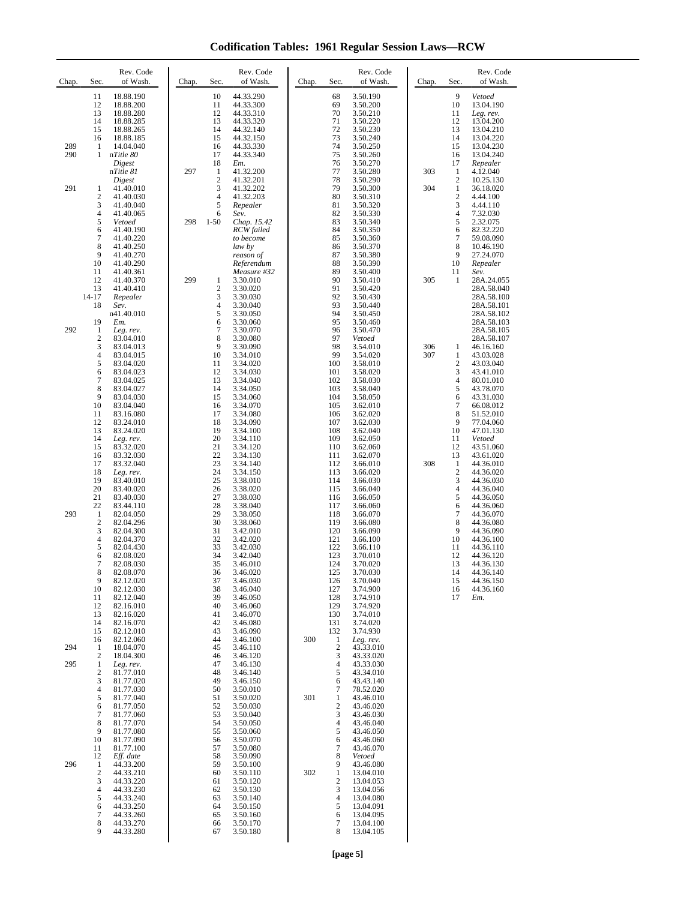# Codification Tables: 1961 Regular Session Laws—RCW

| Chap. | Sec. | Rev. Code of Wash. |
|---|---|---|
| | 11 | 18.88.190 |
| | 12 | 18.88.200 |
| | 13 | 18.88.280 |
| | 14 | 18.88.285 |
| | 15 | 18.88.265 |
| | 16 | 18.88.185 |
| 289 | 1 | 14.04.040 |
| 290 | 1 | n*Title 80 Digest* |
| | | n*Title 81 Digest* |
| 291 | 1 | 41.40.010 |
| | 2 | 41.40.030 |
| | 3 | 41.40.040 |
| | 4 | 41.40.065 |
| | 5 | *Vetoed* |
| | 6 | 41.40.190 |
| | 7 | 41.40.220 |
| | 8 | 41.40.250 |
| | 9 | 41.40.270 |
| | 10 | 41.40.290 |
| | 11 | 41.40.361 |
| | 12 | 41.40.370 |
| | 13 | 41.40.410 |
| | 14-17 | *Repealer* |
| | 18 | *Sev.* |
| | | n41.40.010 |
| | 19 | *Em.* |
| 292 | 1 | *Leg. rev.* |
| | 2 | 83.04.010 |
| | 3 | 83.04.013 |
| | 4 | 83.04.015 |
| | 5 | 83.04.020 |
| | 6 | 83.04.023 |
| | 7 | 83.04.025 |
| | 8 | 83.04.027 |
| | 9 | 83.04.030 |
| | 10 | 83.04.040 |
| | 11 | 83.16.080 |
| | 12 | 83.24.010 |
| | 13 | 83.24.020 |
| | 14 | *Leg. rev.* |
| | 15 | 83.32.020 |
| | 16 | 83.32.030 |
| | 17 | 83.32.040 |
| | 18 | *Leg. rev.* |
| | 19 | 83.40.010 |
| | 20 | 83.40.020 |
| | 21 | 83.40.030 |
| | 22 | 83.44.110 |
| 293 | 1 | 82.04.050 |
| | 2 | 82.04.296 |
| | 3 | 82.04.300 |
| | 4 | 82.04.370 |
| | 5 | 82.04.430 |
| | 6 | 82.08.020 |
| | 7 | 82.08.030 |
| | 8 | 82.08.070 |
| | 9 | 82.12.020 |
| | 10 | 82.12.030 |
| | 11 | 82.12.040 |
| | 12 | 82.16.010 |
| | 13 | 82.16.020 |
| | 14 | 82.16.070 |
| | 15 | 82.12.010 |
| | 16 | 82.12.060 |
| 294 | 1 | 18.04.070 |
| | 2 | 18.04.300 |
| 295 | 1 | *Leg. rev.* |
| | 2 | 81.77.010 |
| | 3 | 81.77.020 |
| | 4 | 81.77.030 |
| | 5 | 81.77.040 |
| | 6 | 81.77.050 |
| | 7 | 81.77.060 |
| | 8 | 81.77.070 |
| | 9 | 81.77.080 |
| | 10 | 81.77.090 |
| | 11 | 81.77.100 |
| | 12 | *Eff. date* |
| 296 | 1 | 44.33.200 |
| | 2 | 44.33.210 |
| | 3 | 44.33.220 |
| | 4 | 44.33.230 |
| | 5 | 44.33.240 |
| | 6 | 44.33.250 |
| | 7 | 44.33.260 |
| | 8 | 44.33.270 |
| | 9 | 44.33.280 |
| | 10 | 44.33.290 |
| | 11 | 44.33.300 |
| | 12 | 44.33.310 |
| | 13 | 44.33.320 |
| | 14 | 44.32.140 |
| | 15 | 44.32.150 |
| | 16 | 44.33.330 |
| | 17 | 44.33.340 |
| | 18 | *Em.* |
| 297 | 1 | 41.32.200 |
| | 2 | 41.32.201 |
| | 3 | 41.32.202 |
| | 4 | 41.32.203 |
| | 5 | *Repealer* |
| | 6 | *Sev.* |
| 298 | 1-50 | *Chap. 15.42 RCW failed to become law by reason of Referendum Measure #32* |
| 299 | 1 | 3.30.010 |
| | 2 | 3.30.020 |
| | 3 | 3.30.030 |
| | 4 | 3.30.040 |
| | 5 | 3.30.050 |
| | 6 | 3.30.060 |
| | 7 | 3.30.070 |
| | 8 | 3.30.080 |
| | 9 | 3.30.090 |
| | 10 | 3.34.010 |
| | 11 | 3.34.020 |
| | 12 | 3.34.030 |
| | 13 | 3.34.040 |
| | 14 | 3.34.050 |
| | 15 | 3.34.060 |
| | 16 | 3.34.070 |
| | 17 | 3.34.080 |
| | 18 | 3.34.090 |
| | 19 | 3.34.100 |
| | 20 | 3.34.110 |
| | 21 | 3.34.120 |
| | 22 | 3.34.130 |
| | 23 | 3.34.140 |
| | 24 | 3.34.150 |
| | 25 | 3.38.010 |
| | 26 | 3.38.020 |
| | 27 | 3.38.030 |
| | 28 | 3.38.040 |
| | 29 | 3.38.050 |
| | 30 | 3.38.060 |
| | 31 | 3.42.010 |
| | 32 | 3.42.020 |
| | 33 | 3.42.030 |
| | 34 | 3.42.040 |
| | 35 | 3.46.010 |
| | 36 | 3.46.020 |
| | 37 | 3.46.030 |
| | 38 | 3.46.040 |
| | 39 | 3.46.050 |
| | 40 | 3.46.060 |
| | 41 | 3.46.070 |
| | 42 | 3.46.080 |
| | 43 | 3.46.090 |
| | 44 | 3.46.100 |
| | 45 | 3.46.110 |
| | 46 | 3.46.120 |
| | 47 | 3.46.130 |
| | 48 | 3.46.140 |
| | 49 | 3.46.150 |
| | 50 | 3.50.010 |
| | 51 | 3.50.020 |
| | 52 | 3.50.030 |
| | 53 | 3.50.040 |
| | 54 | 3.50.050 |
| | 55 | 3.50.060 |
| | 56 | 3.50.070 |
| | 57 | 3.50.080 |
| | 58 | 3.50.090 |
| | 59 | 3.50.100 |
| | 60 | 3.50.110 |
| | 61 | 3.50.120 |
| | 62 | 3.50.130 |
| | 63 | 3.50.140 |
| | 64 | 3.50.150 |
| | 65 | 3.50.160 |
| | 66 | 3.50.170 |
| | 67 | 3.50.180 |
| | 68 | 3.50.190 |
| | 69 | 3.50.200 |
| | 70 | 3.50.210 |
| | 71 | 3.50.220 |
| | 72 | 3.50.230 |
| | 73 | 3.50.240 |
| | 74 | 3.50.250 |
| | 75 | 3.50.260 |
| | 76 | 3.50.270 |
| | 77 | 3.50.280 |
| | 78 | 3.50.290 |
| | 79 | 3.50.300 |
| | 80 | 3.50.310 |
| | 81 | 3.50.320 |
| | 82 | 3.50.330 |
| | 83 | 3.50.340 |
| | 84 | 3.50.350 |
| | 85 | 3.50.360 |
| | 86 | 3.50.370 |
| | 87 | 3.50.380 |
| | 88 | 3.50.390 |
| | 89 | 3.50.400 |
| | 90 | 3.50.410 |
| | 91 | 3.50.420 |
| | 92 | 3.50.430 |
| | 93 | 3.50.440 |
| | 94 | 3.50.450 |
| | 95 | 3.50.460 |
| | 96 | 3.50.470 |
| | 97 | *Vetoed* |
| | 98 | 3.54.010 |
| | 99 | 3.54.020 |
| | 100 | 3.58.010 |
| | 101 | 3.58.020 |
| | 102 | 3.58.030 |
| | 103 | 3.58.040 |
| | 104 | 3.58.050 |
| | 105 | 3.62.010 |
| | 106 | 3.62.020 |
| | 107 | 3.62.030 |
| | 108 | 3.62.040 |
| | 109 | 3.62.050 |
| | 110 | 3.62.060 |
| | 111 | 3.62.070 |
| | 112 | 3.66.010 |
| | 113 | 3.66.020 |
| | 114 | 3.66.030 |
| | 115 | 3.66.040 |
| | 116 | 3.66.050 |
| | 117 | 3.66.060 |
| | 118 | 3.66.070 |
| | 119 | 3.66.080 |
| | 120 | 3.66.090 |
| | 121 | 3.66.100 |
| | 122 | 3.66.110 |
| | 123 | 3.70.010 |
| | 124 | 3.70.020 |
| | 125 | 3.70.030 |
| | 126 | 3.70.040 |
| | 127 | 3.74.900 |
| | 128 | 3.74.910 |
| | 129 | 3.74.920 |
| | 130 | 3.74.010 |
| | 131 | 3.74.020 |
| | 132 | 3.74.930 |
| 300 | 1 | *Leg. rev.* |
| | 2 | 43.33.010 |
| | 3 | 43.33.020 |
| | 4 | 43.33.030 |
| | 5 | 43.34.010 |
| | 6 | 43.43.140 |
| | 7 | 78.52.020 |
| 301 | 1 | 43.46.010 |
| | 2 | 43.46.020 |
| | 3 | 43.46.030 |
| | 4 | 43.46.040 |
| | 5 | 43.46.050 |
| | 6 | 43.46.060 |
| | 7 | 43.46.070 |
| | 8 | *Vetoed* |
| | 9 | 43.46.080 |
| 302 | 1 | 13.04.010 |
| | 2 | 13.04.053 |
| | 3 | 13.04.056 |
| | 4 | 13.04.080 |
| | 5 | 13.04.091 |
| | 6 | 13.04.095 |
| | 7 | 13.04.100 |
| | 8 | 13.04.105 |
| | 9 | *Vetoed* |
| | 10 | 13.04.190 |
| | 11 | *Leg. rev.* |
| | 12 | 13.04.200 |
| | 13 | 13.04.210 |
| | 14 | 13.04.220 |
| | 15 | 13.04.230 |
| | 16 | 13.04.240 |
| | 17 | *Repealer* |
| 303 | 1 | 4.12.040 |
| | 2 | 10.25.130 |
| 304 | 1 | 36.18.020 |
| | 2 | 4.44.100 |
| | 3 | 4.44.110 |
| | 4 | 7.32.030 |
| | 5 | 2.32.075 |
| | 6 | 82.32.220 |
| | 7 | 59.08.090 |
| | 8 | 10.46.190 |
| | 9 | 27.24.070 |
| | 10 | *Repealer* |
| | 11 | *Sev.* |
| 305 | 1 | 28A.24.055 |
| | | 28A.58.040 |
| | | 28A.58.100 |
| | | 28A.58.101 |
| | | 28A.58.102 |
| | | 28A.58.103 |
| | | 28A.58.105 |
| | | 28A.58.107 |
| 306 | 1 | 46.16.160 |
| 307 | 1 | 43.03.028 |
| | 2 | 43.03.040 |
| | 3 | 43.41.010 |
| | 4 | 80.01.010 |
| | 5 | 43.78.070 |
| | 6 | 43.31.030 |
| | 7 | 66.08.012 |
| | 8 | 51.52.010 |
| | 9 | 77.04.060 |
| | 10 | 47.01.130 |
| | 11 | *Vetoed* |
| | 12 | 43.51.060 |
| | 13 | 43.61.020 |
| 308 | 1 | 44.36.010 |
| | 2 | 44.36.020 |
| | 3 | 44.36.030 |
| | 4 | 44.36.040 |
| | 5 | 44.36.050 |
| | 6 | 44.36.060 |
| | 7 | 44.36.070 |
| | 8 | 44.36.080 |
| | 9 | 44.36.090 |
| | 10 | 44.36.100 |
| | 11 | 44.36.110 |
| | 12 | 44.36.120 |
| | 13 | 44.36.130 |
| | 14 | 44.36.140 |
| | 15 | 44.36.150 |
| | 16 | 44.36.160 |
| | 17 | *Em.* |